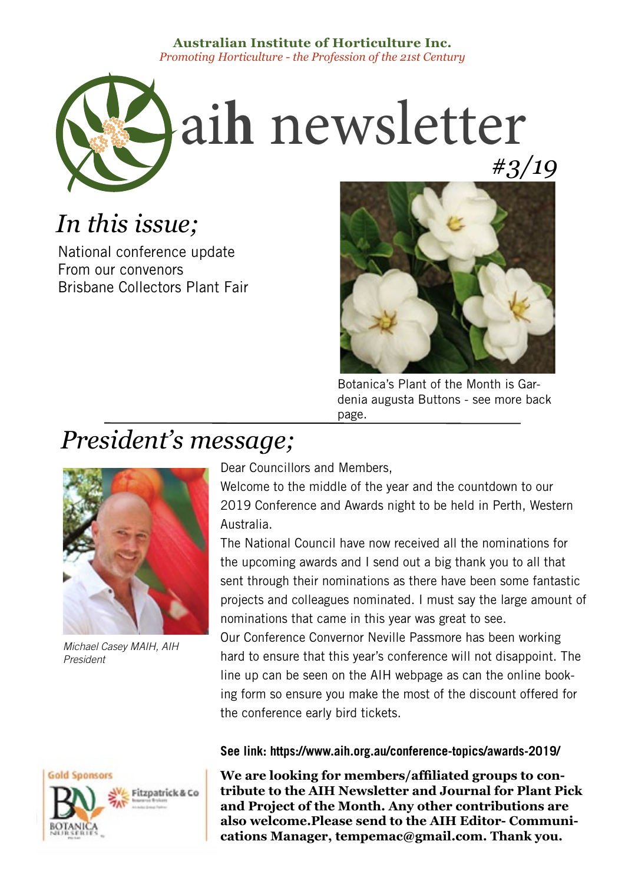**Australian Institute of Horticulture Inc.**
*Promoting Horticulture - the Profession of the 21st Century*

# aih newsletter

*#3/19*

## *In this issue;*

National conference update
From our convenors
Brisbane Collectors Plant Fair

Botanica's Plant of the Month is Gardenia augusta Buttons - see more back page.

## *President's message;*

*Michael Casey MAIH, AIH President*

Dear Councillors and Members,

Welcome to the middle of the year and the countdown to our 2019 Conference and Awards night to be held in Perth, Western Australia.

The National Council have now received all the nominations for the upcoming awards and I send out a big thank you to all that sent through their nominations as there have been some fantastic projects and colleagues nominated. I must say the large amount of nominations that came in this year was great to see.

Our Conference Convernor Neville Passmore has been working hard to ensure that this year's conference will not disappoint. The line up can be seen on the AIH webpage as can the online booking form so ensure you make the most of the discount offered for the conference early bird tickets.

**See link: https://www.aih.org.au/conference-topics/awards-2019/**

Gold Sponsors

BOTANICA NURSERIES
Fitzpatrick & Co

**We are looking for members/affiliated groups to contribute to the AIH Newsletter and Journal for Plant Pick and Project of the Month. Any other contributions are also welcome.Please send to the AIH Editor- Communications Manager, tempemac@gmail.com. Thank you.**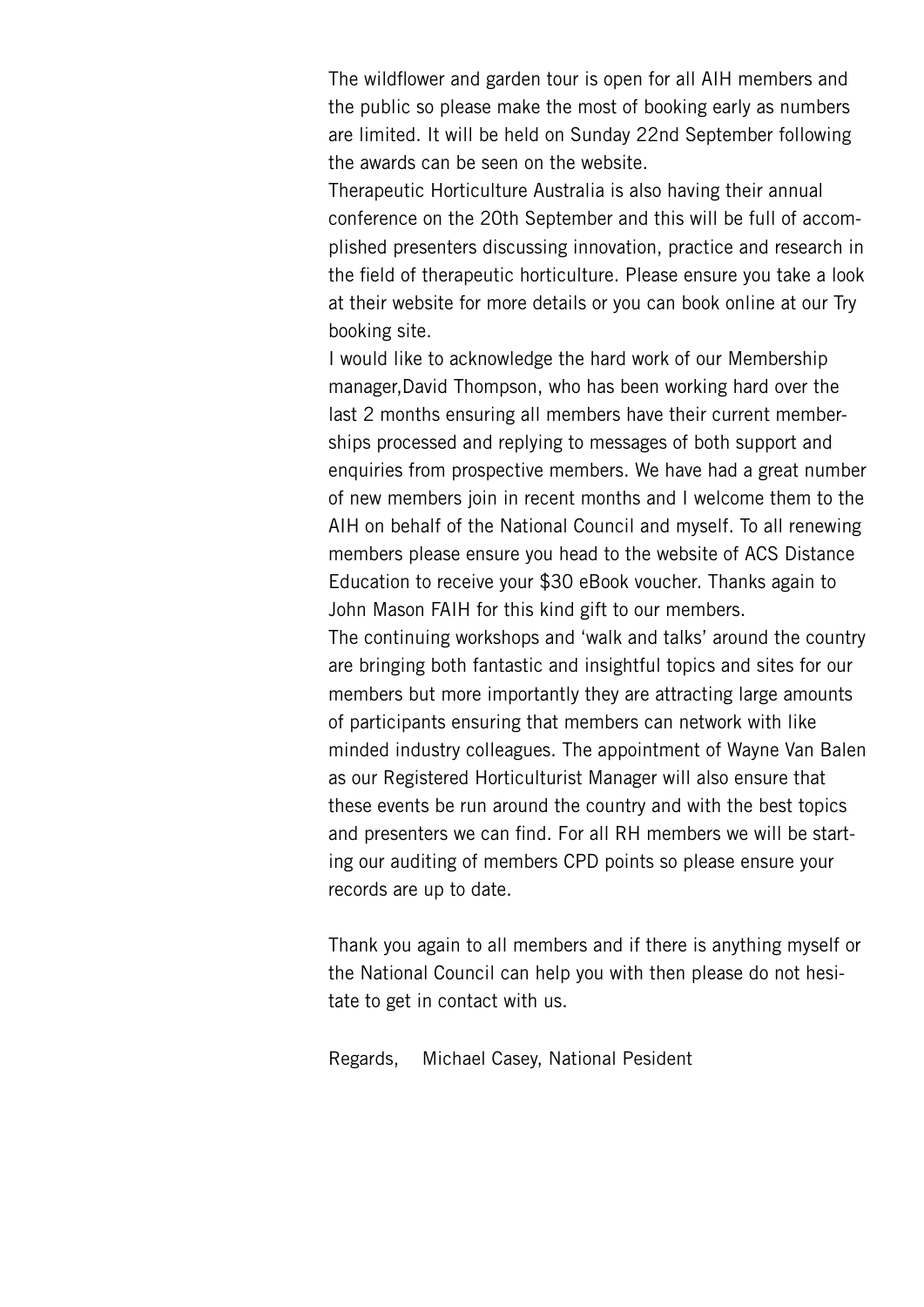The wildflower and garden tour is open for all AIH members and the public so please make the most of booking early as numbers are limited. It will be held on Sunday 22nd September following the awards can be seen on the website.

Therapeutic Horticulture Australia is also having their annual conference on the 20th September and this will be full of accomplished presenters discussing innovation, practice and research in the field of therapeutic horticulture. Please ensure you take a look at their website for more details or you can book online at our Try booking site.

I would like to acknowledge the hard work of our Membership manager,David Thompson, who has been working hard over the last 2 months ensuring all members have their current memberships processed and replying to messages of both support and enquiries from prospective members. We have had a great number of new members join in recent months and I welcome them to the AIH on behalf of the National Council and myself. To all renewing members please ensure you head to the website of ACS Distance Education to receive your $30 eBook voucher. Thanks again to John Mason FAIH for this kind gift to our members.

The continuing workshops and 'walk and talks' around the country are bringing both fantastic and insightful topics and sites for our members but more importantly they are attracting large amounts of participants ensuring that members can network with like minded industry colleagues. The appointment of Wayne Van Balen as our Registered Horticulturist Manager will also ensure that these events be run around the country and with the best topics and presenters we can find. For all RH members we will be starting our auditing of members CPD points so please ensure your records are up to date.

Thank you again to all members and if there is anything myself or the National Council can help you with then please do not hesitate to get in contact with us.

Regards, Michael Casey, National Pesident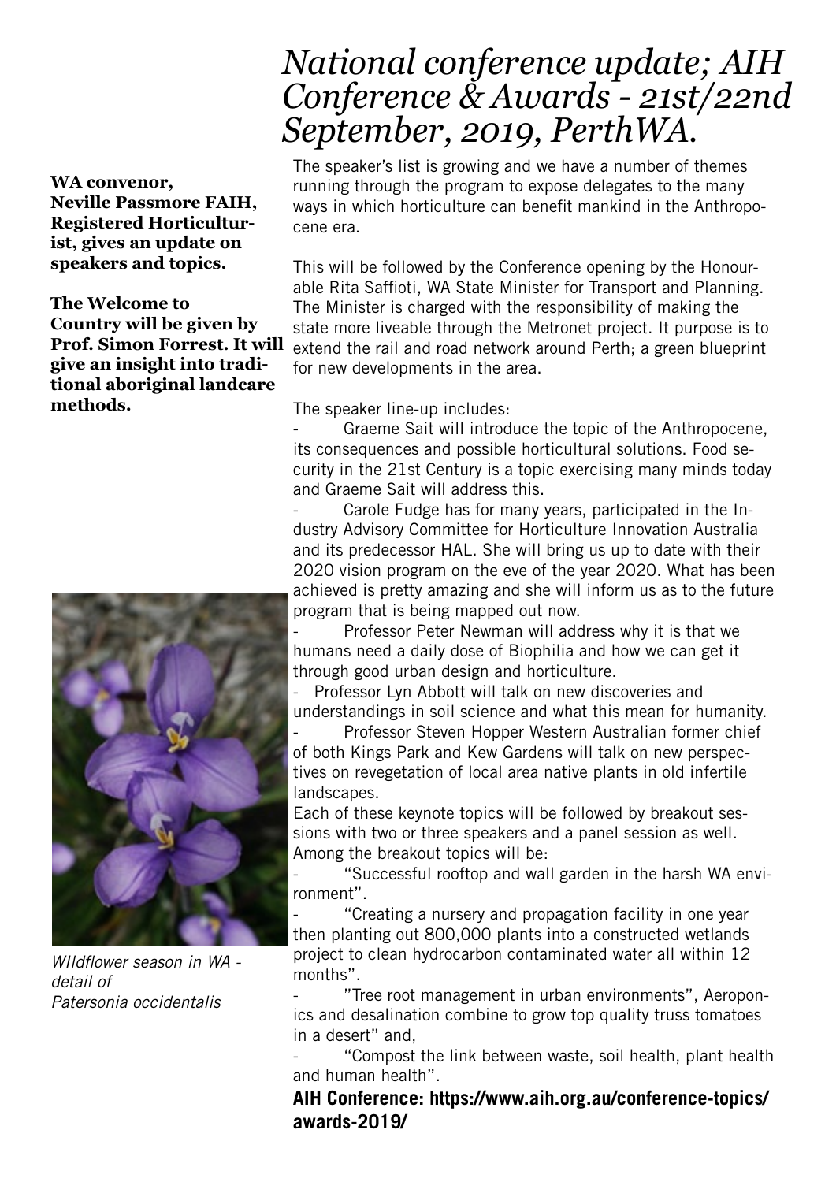# *National conference update; AIH Conference & Awards - 21st/22nd September, 2019, PerthWA.*

**WA convenor, Neville Passmore FAIH, Registered Horticulturist, gives an update on speakers and topics.**

**The Welcome to Country will be given by Prof. Simon Forrest. It will give an insight into traditional aboriginal landcare methods.**

The speaker's list is growing and we have a number of themes running through the program to expose delegates to the many ways in which horticulture can benefit mankind in the Anthropocene era.

This will be followed by the Conference opening by the Honourable Rita Saffioti, WA State Minister for Transport and Planning. The Minister is charged with the responsibility of making the state more liveable through the Metronet project. It purpose is to extend the rail and road network around Perth; a green blueprint for new developments in the area.

The speaker line-up includes:

- Graeme Sait will introduce the topic of the Anthropocene, its consequences and possible horticultural solutions. Food security in the 21st Century is a topic exercising many minds today and Graeme Sait will address this.
- Carole Fudge has for many years, participated in the Industry Advisory Committee for Horticulture Innovation Australia and its predecessor HAL. She will bring us up to date with their 2020 vision program on the eve of the year 2020. What has been achieved is pretty amazing and she will inform us as to the future program that is being mapped out now.
- Professor Peter Newman will address why it is that we humans need a daily dose of Biophilia and how we can get it through good urban design and horticulture.
- Professor Lyn Abbott will talk on new discoveries and understandings in soil science and what this mean for humanity.
- Professor Steven Hopper Western Australian former chief of both Kings Park and Kew Gardens will talk on new perspectives on revegetation of local area native plants in old infertile landscapes.

Each of these keynote topics will be followed by breakout sessions with two or three speakers and a panel session as well. Among the breakout topics will be:

- "Successful rooftop and wall garden in the harsh WA environment".
- "Creating a nursery and propagation facility in one year then planting out 800,000 plants into a constructed wetlands project to clean hydrocarbon contaminated water all within 12 months".
- "Tree root management in urban environments", Aeroponics and desalination combine to grow top quality truss tomatoes in a desert" and,
- "Compost the link between waste, soil health, plant health and human health".

**AIH Conference: https://www.aih.org.au/conference-topics/awards-2019/**

*WIldflower season in WA - detail of Patersonia occidentalis*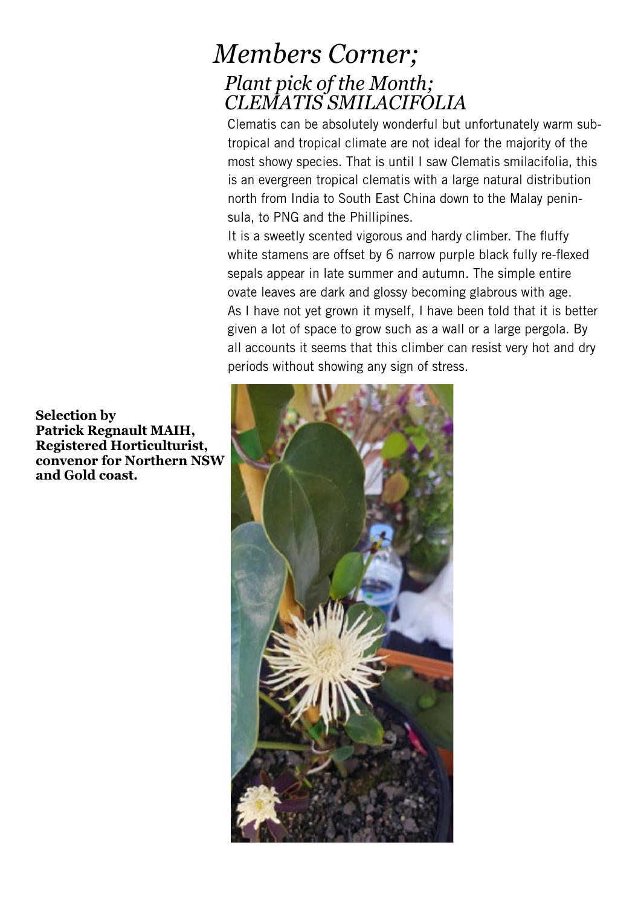# *Members Corner;*

## *Plant pick of the Month; CLEMATIS SMILACIFOLIA*

Clematis can be absolutely wonderful but unfortunately warm sub-tropical and tropical climate are not ideal for the majority of the most showy species. That is until I saw Clematis smilacifolia, this is an evergreen tropical clematis with a large natural distribution north from India to South East China down to the Malay peninsula, to PNG and the Phillipines.

It is a sweetly scented vigorous and hardy climber. The fluffy white stamens are offset by 6 narrow purple black fully re-flexed sepals appear in late summer and autumn. The simple entire ovate leaves are dark and glossy becoming glabrous with age.

As I have not yet grown it myself, I have been told that it is better given a lot of space to grow such as a wall or a large pergola. By all accounts it seems that this climber can resist very hot and dry periods without showing any sign of stress.

**Selection by Patrick Regnault MAIH, Registered Horticulturist, convenor for Northern NSW and Gold coast.**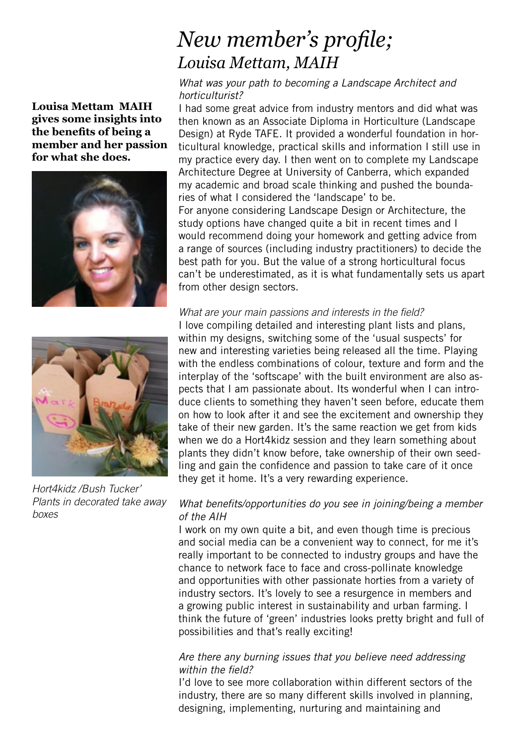# *New member's profile; Louisa Mettam, MAIH*

**Louisa Mettam MAIH gives some insights into the benefits of being a member and her passion for what she does.**

*Hort4kidz /Bush Tucker' Plants in decorated take away boxes*

*What was your path to becoming a Landscape Architect and horticulturist?*

I had some great advice from industry mentors and did what was then known as an Associate Diploma in Horticulture (Landscape Design) at Ryde TAFE. It provided a wonderful foundation in horticultural knowledge, practical skills and information I still use in my practice every day. I then went on to complete my Landscape Architecture Degree at University of Canberra, which expanded my academic and broad scale thinking and pushed the boundaries of what I considered the 'landscape' to be.

For anyone considering Landscape Design or Architecture, the study options have changed quite a bit in recent times and I would recommend doing your homework and getting advice from a range of sources (including industry practitioners) to decide the best path for you. But the value of a strong horticultural focus can't be underestimated, as it is what fundamentally sets us apart from other design sectors.

*What are your main passions and interests in the field?*

I love compiling detailed and interesting plant lists and plans, within my designs, switching some of the 'usual suspects' for new and interesting varieties being released all the time. Playing with the endless combinations of colour, texture and form and the interplay of the 'softscape' with the built environment are also aspects that I am passionate about. Its wonderful when I can introduce clients to something they haven't seen before, educate them on how to look after it and see the excitement and ownership they take of their new garden. It's the same reaction we get from kids when we do a Hort4kidz session and they learn something about plants they didn't know before, take ownership of their own seedling and gain the confidence and passion to take care of it once they get it home. It's a very rewarding experience.

*What benefits/opportunities do you see in joining/being a member of the AIH*

I work on my own quite a bit, and even though time is precious and social media can be a convenient way to connect, for me it's really important to be connected to industry groups and have the chance to network face to face and cross-pollinate knowledge and opportunities with other passionate horties from a variety of industry sectors. It's lovely to see a resurgence in members and a growing public interest in sustainability and urban farming. I think the future of 'green' industries looks pretty bright and full of possibilities and that's really exciting!

*Are there any burning issues that you believe need addressing within the field?*

I'd love to see more collaboration within different sectors of the industry, there are so many different skills involved in planning, designing, implementing, nurturing and maintaining and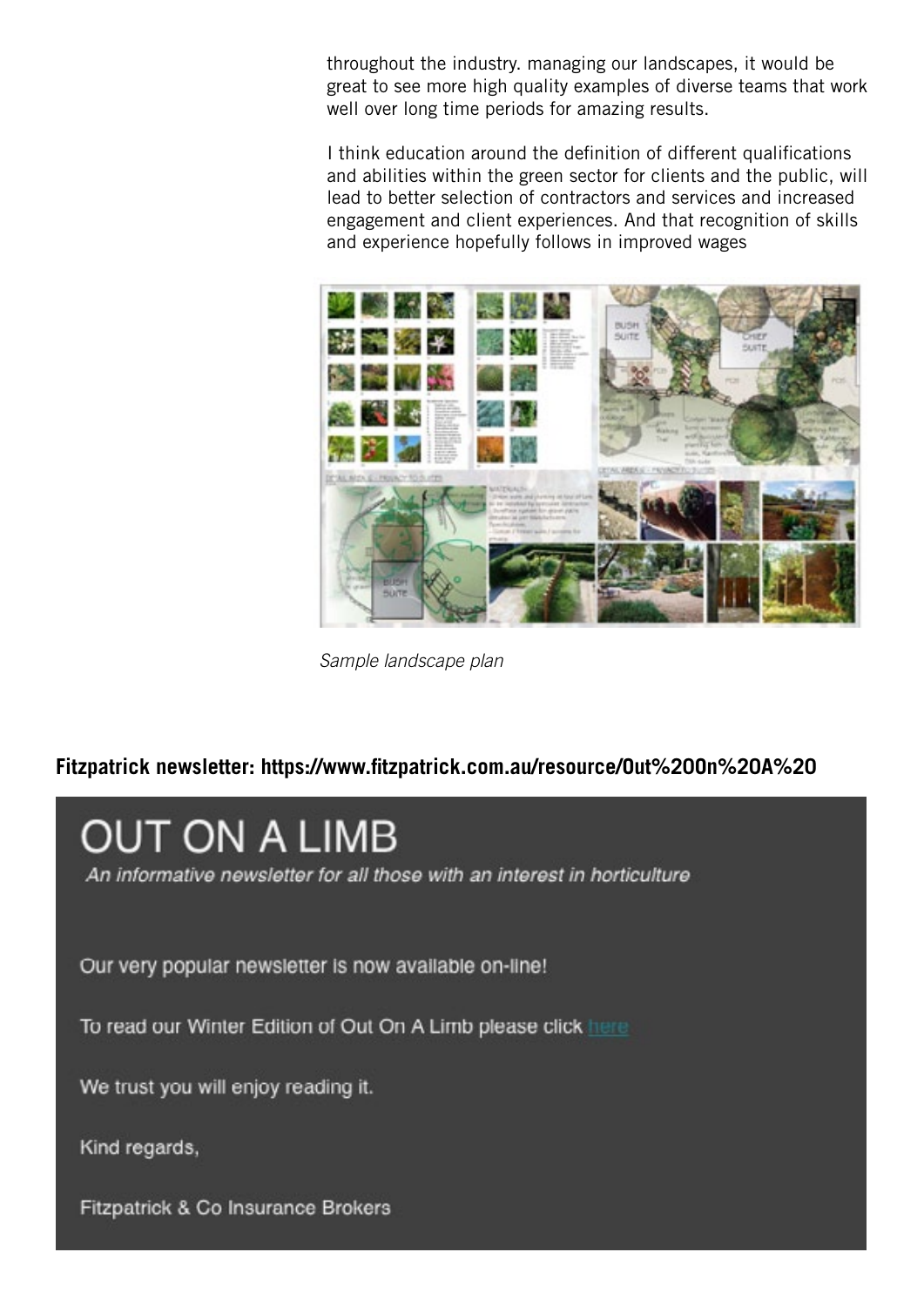throughout the industry. managing our landscapes, it would be great to see more high quality examples of diverse teams that work well over long time periods for amazing results.

I think education around the definition of different qualifications and abilities within the green sector for clients and the public, will lead to better selection of contractors and services and increased engagement and client experiences. And that recognition of skills and experience hopefully follows in improved wages

*Sample landscape plan*

**Fitzpatrick newsletter: https://www.fitzpatrick.com.au/resource/Out%20On%20A%20**

# OUT ON A LIMB

*An informative newsletter for all those with an interest in horticulture*

Our very popular newsletter is now available on-line!

To read our Winter Edition of Out On A Limb please click here

We trust you will enjoy reading it.

Kind regards,

Fitzpatrick & Co Insurance Brokers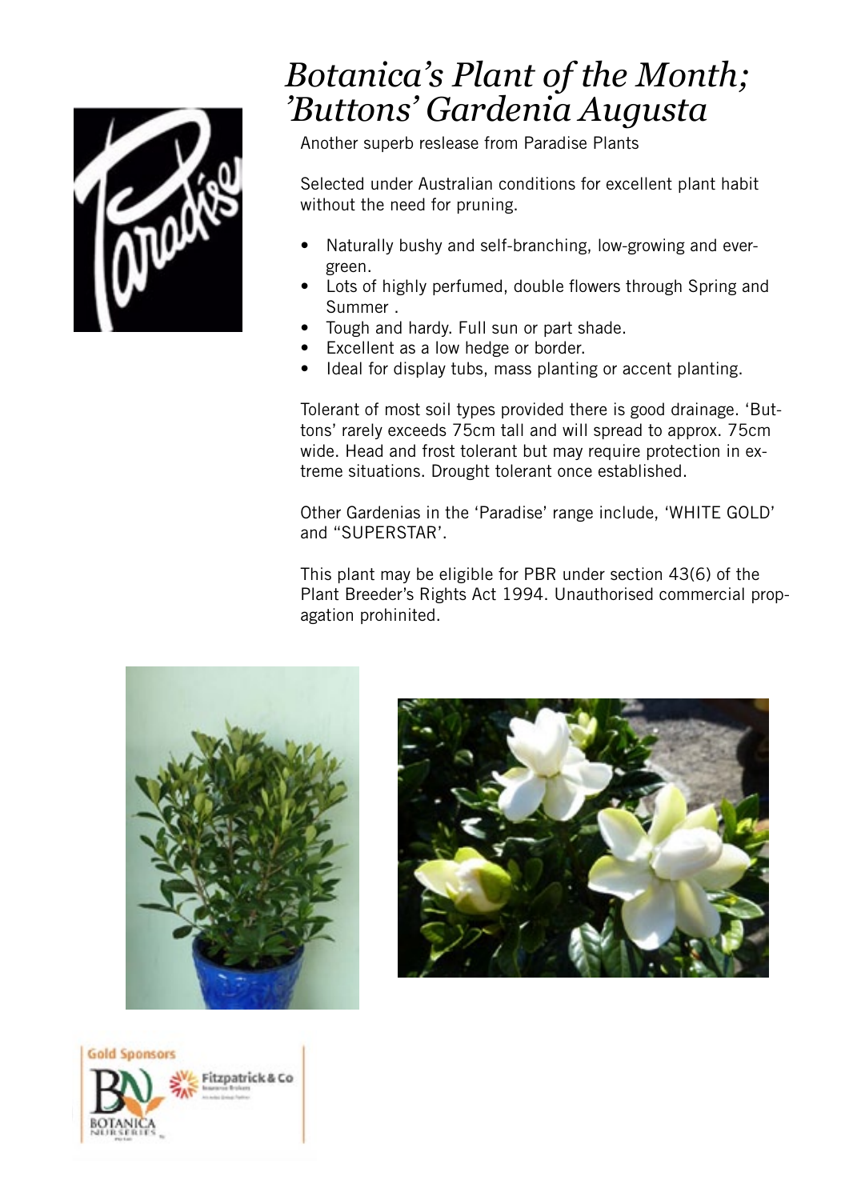# *Botanica's Plant of the Month; 'Buttons' Gardenia Augusta*

Another superb reslease from Paradise Plants

Selected under Australian conditions for excellent plant habit without the need for pruning.

- Naturally bushy and self-branching, low-growing and evergreen.
- Lots of highly perfumed, double flowers through Spring and Summer .
- Tough and hardy. Full sun or part shade.
- Excellent as a low hedge or border.
- Ideal for display tubs, mass planting or accent planting.

Tolerant of most soil types provided there is good drainage. 'Buttons' rarely exceeds 75cm tall and will spread to approx. 75cm wide. Head and frost tolerant but may require protection in extreme situations. Drought tolerant once established.

Other Gardenias in the 'Paradise' range include, 'WHITE GOLD' and "SUPERSTAR'.

This plant may be eligible for PBR under section 43(6) of the Plant Breeder's Rights Act 1994. Unauthorised commercial propagation prohinited.

Gold Sponsors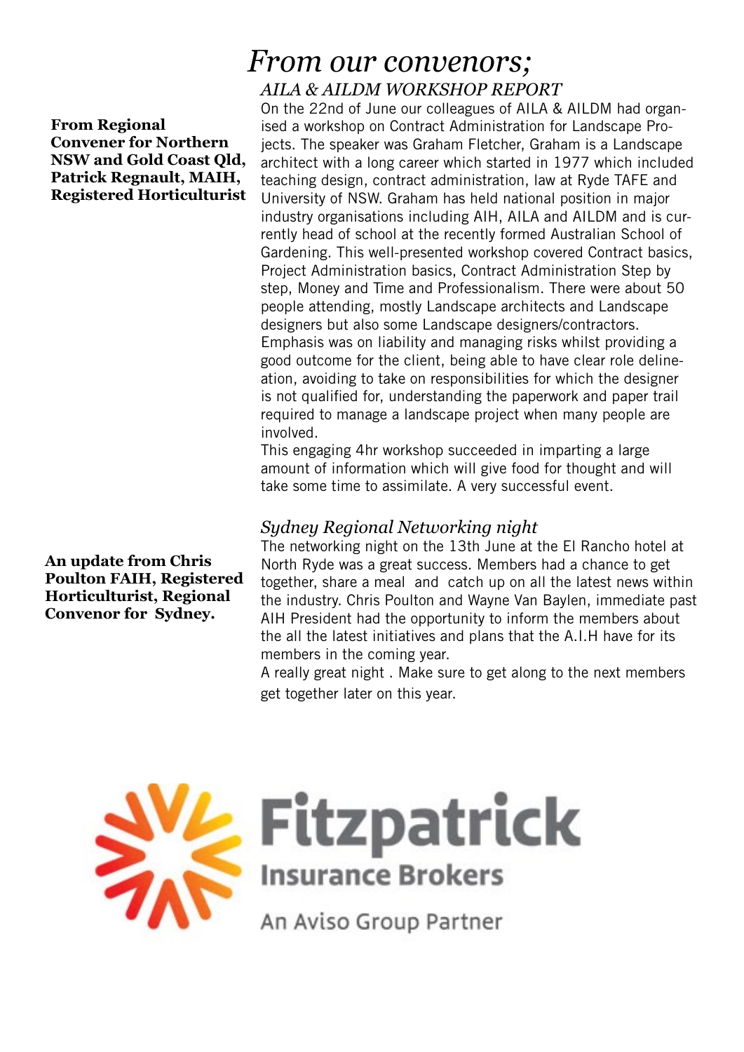# *From our convenors;*

**From Regional Convener for Northern NSW and Gold Coast Qld, Patrick Regnault, MAIH, Registered Horticulturist**

## *AILA & AILDM WORKSHOP REPORT*

On the 22nd of June our colleagues of AILA & AILDM had organised a workshop on Contract Administration for Landscape Projects. The speaker was Graham Fletcher, Graham is a Landscape architect with a long career which started in 1977 which included teaching design, contract administration, law at Ryde TAFE and University of NSW. Graham has held national position in major industry organisations including AIH, AILA and AILDM and is currently head of school at the recently formed Australian School of Gardening. This well-presented workshop covered Contract basics, Project Administration basics, Contract Administration Step by step, Money and Time and Professionalism. There were about 50 people attending, mostly Landscape architects and Landscape designers but also some Landscape designers/contractors. Emphasis was on liability and managing risks whilst providing a good outcome for the client, being able to have clear role delineation, avoiding to take on responsibilities for which the designer is not qualified for, understanding the paperwork and paper trail required to manage a landscape project when many people are involved.

This engaging 4hr workshop succeeded in imparting a large amount of information which will give food for thought and will take some time to assimilate. A very successful event.

**An update from Chris Poulton FAIH, Registered Horticulturist, Regional Convenor for Sydney.**

## *Sydney Regional Networking night*

The networking night on the 13th June at the El Rancho hotel at North Ryde was a great success. Members had a chance to get together, share a meal and catch up on all the latest news within the industry. Chris Poulton and Wayne Van Baylen, immediate past AIH President had the opportunity to inform the members about the all the latest initiatives and plans that the A.I.H have for its members in the coming year.

A really great night . Make sure to get along to the next members get together later on this year.

Fitzpatrick Insurance Brokers
An Aviso Group Partner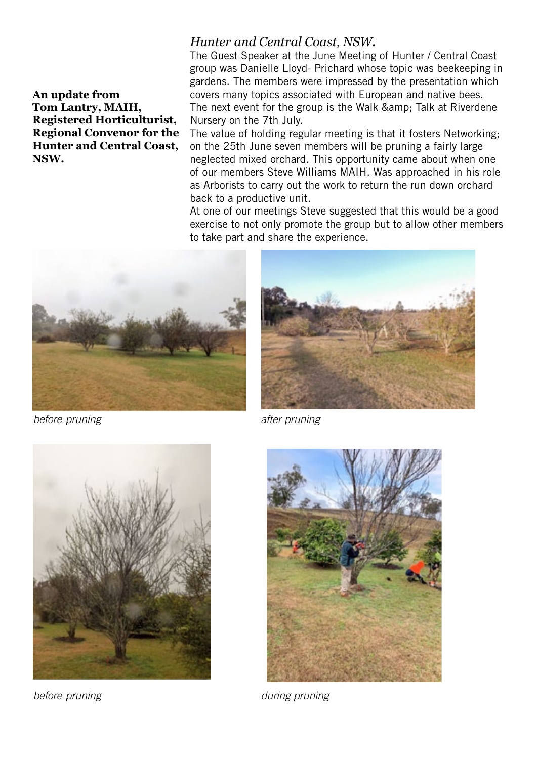**An update from Tom Lantry, MAIH, Registered Horticulturist, Regional Convenor for the Hunter and Central Coast, NSW.**

## *Hunter and Central Coast, NSW.*

The Guest Speaker at the June Meeting of Hunter / Central Coast group was Danielle Lloyd- Prichard whose topic was beekeeping in gardens. The members were impressed by the presentation which covers many topics associated with European and native bees.
The next event for the group is the Walk &amp; Talk at Riverdene Nursery on the 7th July.
The value of holding regular meeting is that it fosters Networking; on the 25th June seven members will be pruning a fairly large neglected mixed orchard. This opportunity came about when one of our members Steve Williams MAIH. Was approached in his role as Arborists to carry out the work to return the run down orchard back to a productive unit.
At one of our meetings Steve suggested that this would be a good exercise to not only promote the group but to allow other members to take part and share the experience.

*before pruning*

*after pruning*

*before pruning*

*during pruning*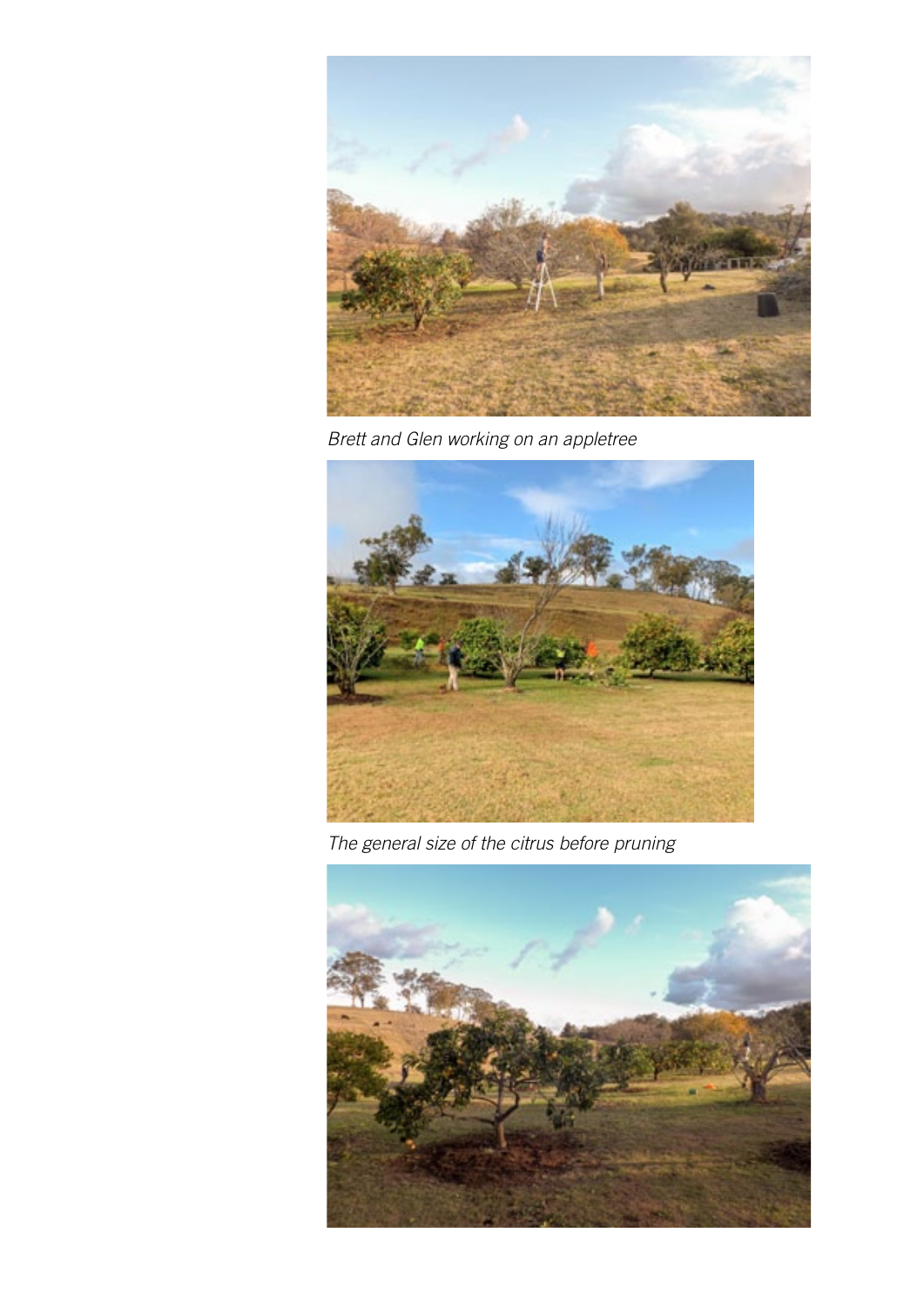*Brett and Glen working on an appletree*

*The general size of the citrus before pruning*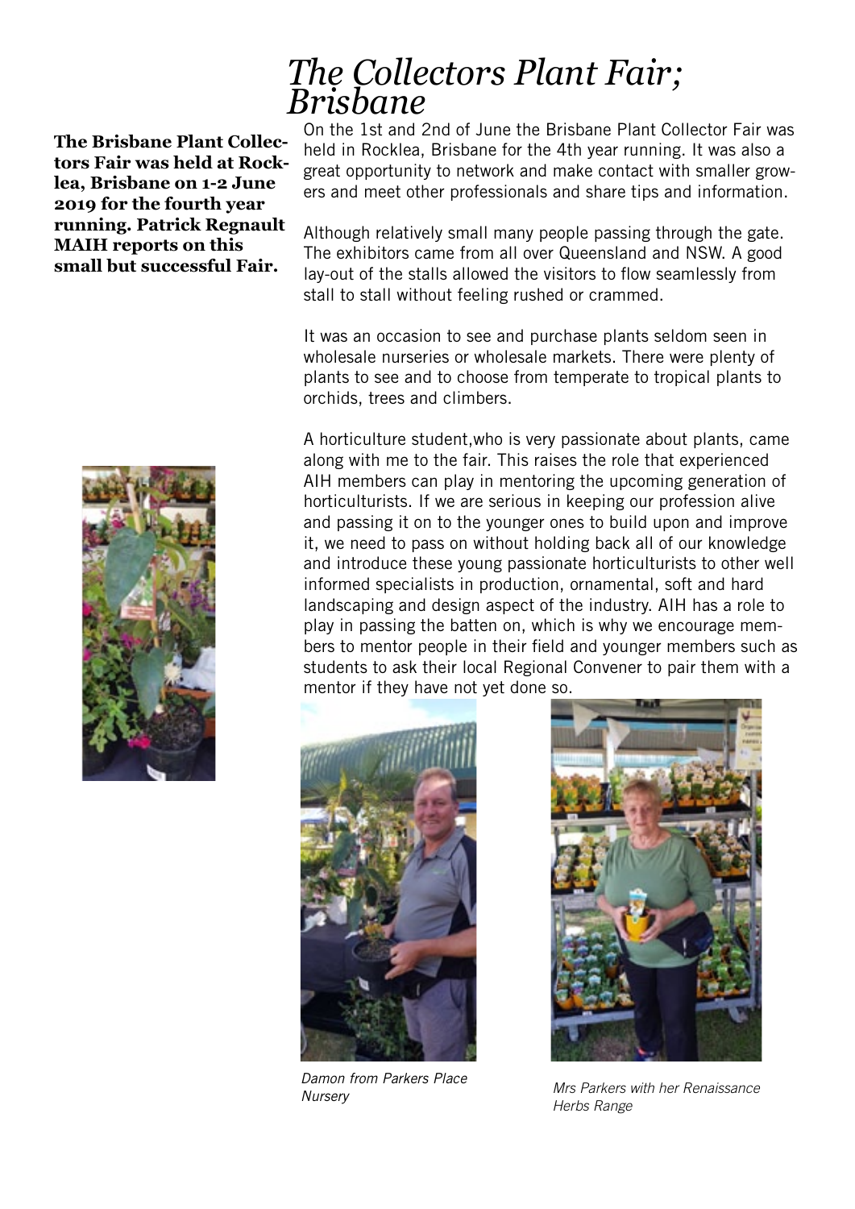# The Collectors Plant Fair; Brisbane

**The Brisbane Plant Collectors Fair was held at Rocklea, Brisbane on 1-2 June 2019 for the fourth year running. Patrick Regnault MAIH reports on this small but successful Fair.**

On the 1st and 2nd of June the Brisbane Plant Collector Fair was held in Rocklea, Brisbane for the 4th year running. It was also a great opportunity to network and make contact with smaller growers and meet other professionals and share tips and information.

Although relatively small many people passing through the gate. The exhibitors came from all over Queensland and NSW. A good lay-out of the stalls allowed the visitors to flow seamlessly from stall to stall without feeling rushed or crammed.

It was an occasion to see and purchase plants seldom seen in wholesale nurseries or wholesale markets. There were plenty of plants to see and to choose from temperate to tropical plants to orchids, trees and climbers.

A horticulture student,who is very passionate about plants, came along with me to the fair. This raises the role that experienced AIH members can play in mentoring the upcoming generation of horticulturists. If we are serious in keeping our profession alive and passing it on to the younger ones to build upon and improve it, we need to pass on without holding back all of our knowledge and introduce these young passionate horticulturists to other well informed specialists in production, ornamental, soft and hard landscaping and design aspect of the industry. AIH has a role to play in passing the batten on, which is why we encourage members to mentor people in their field and younger members such as students to ask their local Regional Convener to pair them with a mentor if they have not yet done so.

*Damon from Parkers Place Nursery*

*Mrs Parkers with her Renaissance Herbs Range*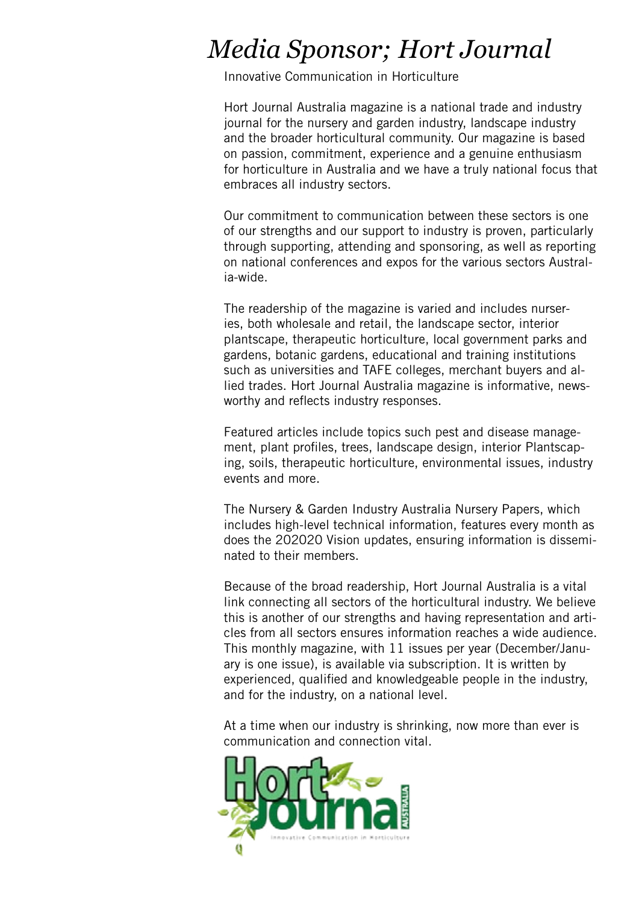# *Media Sponsor; Hort Journal*

Innovative Communication in Horticulture

Hort Journal Australia magazine is a national trade and industry journal for the nursery and garden industry, landscape industry and the broader horticultural community. Our magazine is based on passion, commitment, experience and a genuine enthusiasm for horticulture in Australia and we have a truly national focus that embraces all industry sectors.

Our commitment to communication between these sectors is one of our strengths and our support to industry is proven, particularly through supporting, attending and sponsoring, as well as reporting on national conferences and expos for the various sectors Australia-wide.

The readership of the magazine is varied and includes nurseries, both wholesale and retail, the landscape sector, interior plantscape, therapeutic horticulture, local government parks and gardens, botanic gardens, educational and training institutions such as universities and TAFE colleges, merchant buyers and allied trades. Hort Journal Australia magazine is informative, newsworthy and reflects industry responses.

Featured articles include topics such pest and disease management, plant profiles, trees, landscape design, interior Plantscaping, soils, therapeutic horticulture, environmental issues, industry events and more.

The Nursery & Garden Industry Australia Nursery Papers, which includes high-level technical information, features every month as does the 202020 Vision updates, ensuring information is disseminated to their members.

Because of the broad readership, Hort Journal Australia is a vital link connecting all sectors of the horticultural industry. We believe this is another of our strengths and having representation and articles from all sectors ensures information reaches a wide audience. This monthly magazine, with 11 issues per year (December/January is one issue), is available via subscription. It is written by experienced, qualified and knowledgeable people in the industry, and for the industry, on a national level.

At a time when our industry is shrinking, now more than ever is communication and connection vital.

Hort Journal Australia
Innovative Communication in Horticulture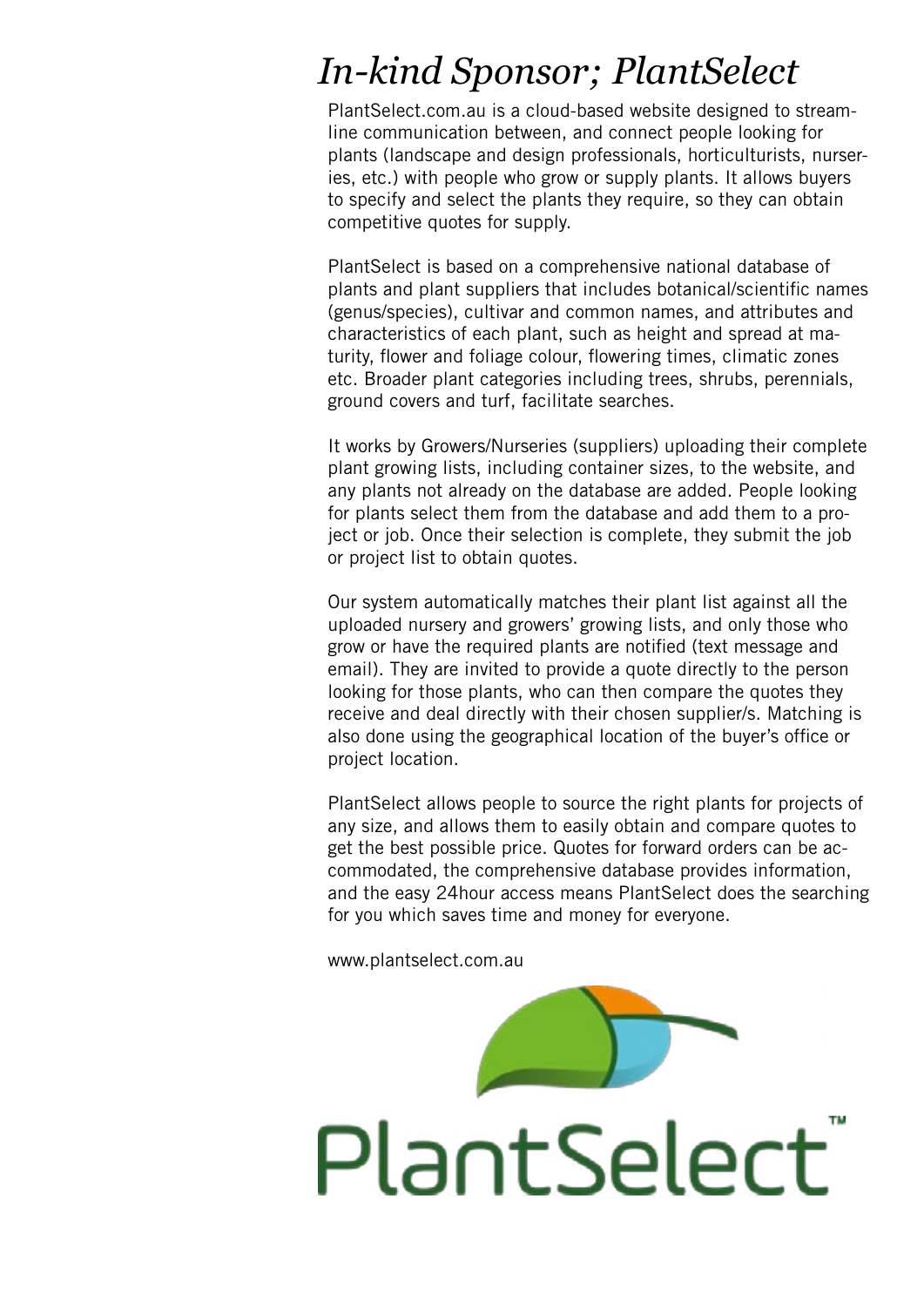# *In-kind Sponsor; PlantSelect*

PlantSelect.com.au is a cloud-based website designed to streamline communication between, and connect people looking for plants (landscape and design professionals, horticulturists, nurseries, etc.) with people who grow or supply plants. It allows buyers to specify and select the plants they require, so they can obtain competitive quotes for supply.

PlantSelect is based on a comprehensive national database of plants and plant suppliers that includes botanical/scientific names (genus/species), cultivar and common names, and attributes and characteristics of each plant, such as height and spread at maturity, flower and foliage colour, flowering times, climatic zones etc. Broader plant categories including trees, shrubs, perennials, ground covers and turf, facilitate searches.

It works by Growers/Nurseries (suppliers) uploading their complete plant growing lists, including container sizes, to the website, and any plants not already on the database are added. People looking for plants select them from the database and add them to a project or job. Once their selection is complete, they submit the job or project list to obtain quotes.

Our system automatically matches their plant list against all the uploaded nursery and growers' growing lists, and only those who grow or have the required plants are notified (text message and email). They are invited to provide a quote directly to the person looking for those plants, who can then compare the quotes they receive and deal directly with their chosen supplier/s. Matching is also done using the geographical location of the buyer's office or project location.

PlantSelect allows people to source the right plants for projects of any size, and allows them to easily obtain and compare quotes to get the best possible price. Quotes for forward orders can be accommodated, the comprehensive database provides information, and the easy 24hour access means PlantSelect does the searching for you which saves time and money for everyone.

www.plantselect.com.au

PlantSelect™